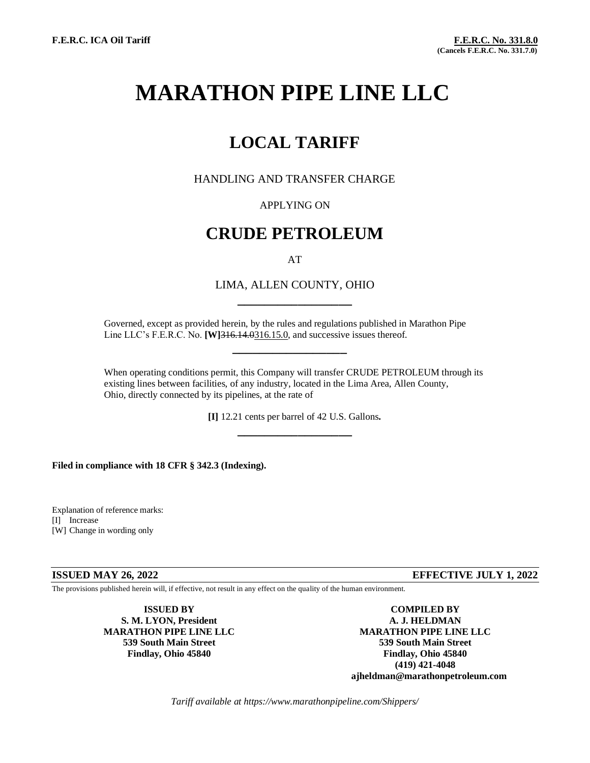F.E.R.C. ICA Oil Tariff

**F.E.R.C. No. 331.8.0**
**(Cancels F.E.R.C. No. 331.7.0)**

# MARATHON PIPE LINE LLC

## LOCAL TARIFF

HANDLING AND TRANSFER CHARGE

APPLYING ON

## CRUDE PETROLEUM

AT

LIMA, ALLEN COUNTY, OHIO

---

Governed, except as provided herein, by the rules and regulations published in Marathon Pipe Line LLC's F.E.R.C. No. **[W]**~~316.14.0~~316.15.0, and successive issues thereof.

---

When operating conditions permit, this Company will transfer CRUDE PETROLEUM through its existing lines between facilities, of any industry, located in the Lima Area, Allen County, Ohio, directly connected by its pipelines, at the rate of

**[I]** 12.21 cents per barrel of 42 U.S. Gallons**.**

---

**Filed in compliance with 18 CFR § 342.3 (Indexing).**

Explanation of reference marks:
[I] Increase
[W] Change in wording only

**ISSUED MAY 26, 2022** **EFFECTIVE JULY 1, 2022**

The provisions published herein will, if effective, not result in any effect on the quality of the human environment.

**ISSUED BY**
**S. M. LYON, President**
**MARATHON PIPE LINE LLC**
**539 South Main Street**
**Findlay, Ohio 45840**

**COMPILED BY**
**A. J. HELDMAN**
**MARATHON PIPE LINE LLC**
**539 South Main Street**
**Findlay, Ohio 45840**
**(419) 421-4048**
**ajheldman@marathonpetroleum.com**

*Tariff available at https://www.marathonpipeline.com/Shippers/*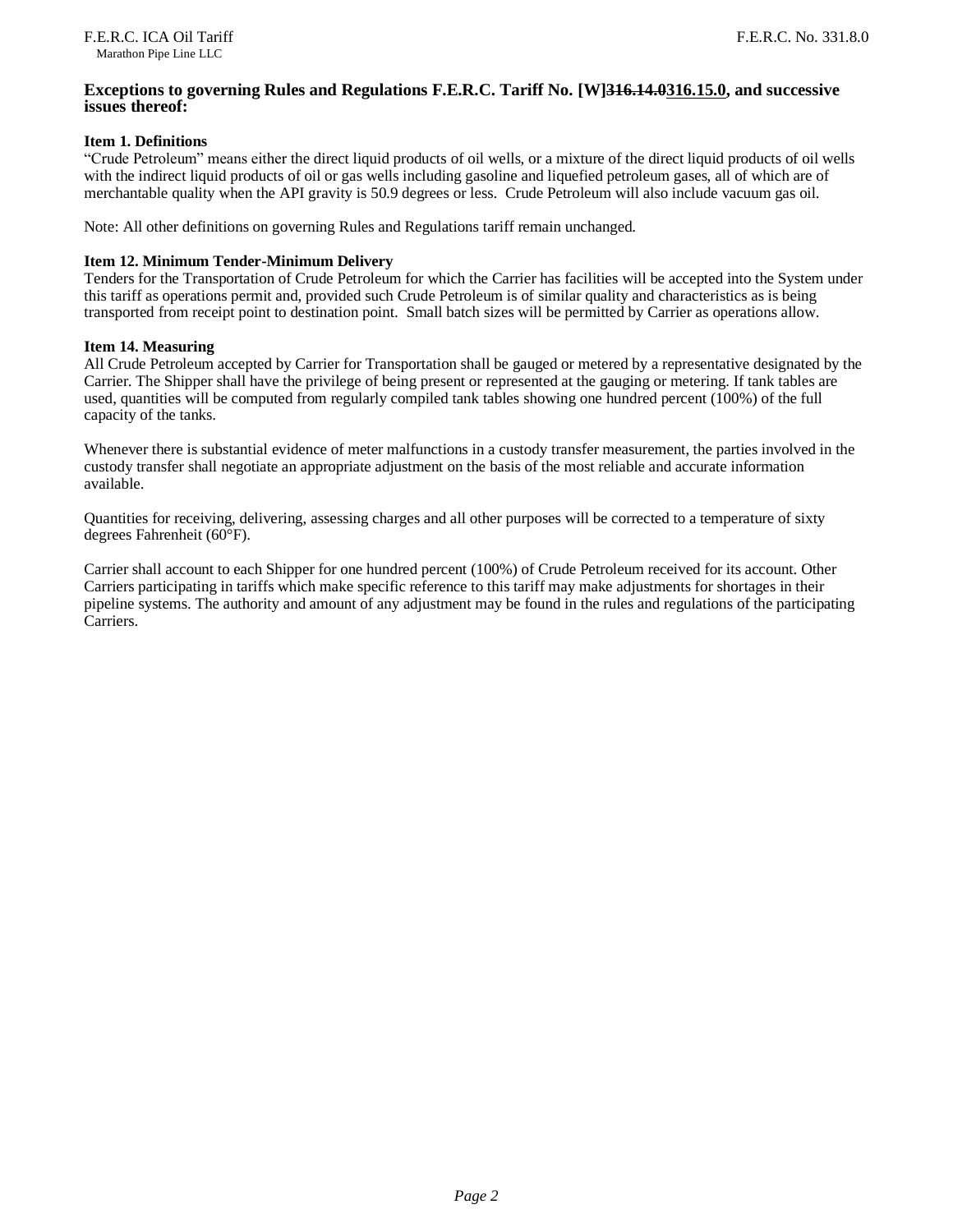**Exceptions to governing Rules and Regulations F.E.R.C. Tariff No. [W]~~316.14.0~~316.15.0, and successive issues thereof:**

**Item 1. Definitions**

"Crude Petroleum" means either the direct liquid products of oil wells, or a mixture of the direct liquid products of oil wells with the indirect liquid products of oil or gas wells including gasoline and liquefied petroleum gases, all of which are of merchantable quality when the API gravity is 50.9 degrees or less. Crude Petroleum will also include vacuum gas oil.

Note: All other definitions on governing Rules and Regulations tariff remain unchanged.

**Item 12. Minimum Tender-Minimum Delivery**

Tenders for the Transportation of Crude Petroleum for which the Carrier has facilities will be accepted into the System under this tariff as operations permit and, provided such Crude Petroleum is of similar quality and characteristics as is being transported from receipt point to destination point. Small batch sizes will be permitted by Carrier as operations allow.

**Item 14. Measuring**

All Crude Petroleum accepted by Carrier for Transportation shall be gauged or metered by a representative designated by the Carrier. The Shipper shall have the privilege of being present or represented at the gauging or metering. If tank tables are used, quantities will be computed from regularly compiled tank tables showing one hundred percent (100%) of the full capacity of the tanks.

Whenever there is substantial evidence of meter malfunctions in a custody transfer measurement, the parties involved in the custody transfer shall negotiate an appropriate adjustment on the basis of the most reliable and accurate information available.

Quantities for receiving, delivering, assessing charges and all other purposes will be corrected to a temperature of sixty degrees Fahrenheit (60°F).

Carrier shall account to each Shipper for one hundred percent (100%) of Crude Petroleum received for its account. Other Carriers participating in tariffs which make specific reference to this tariff may make adjustments for shortages in their pipeline systems. The authority and amount of any adjustment may be found in the rules and regulations of the participating Carriers.